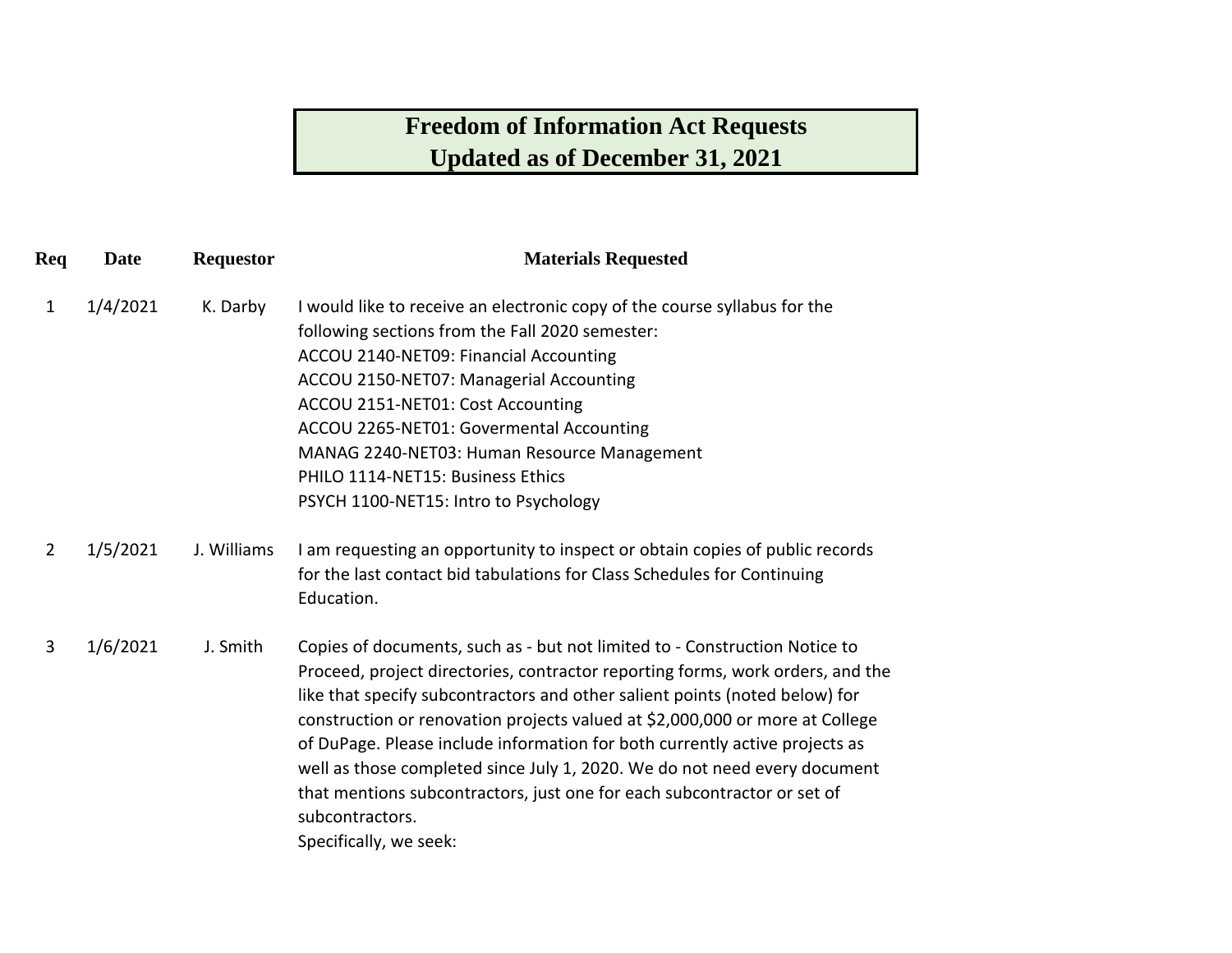# Freedom of Information Act Requests
## Updated as of December 31, 2021

| Req | Date | Requestor | Materials Requested |
|---|---|---|---|
| 1 | 1/4/2021 | K. Darby | I would like to receive an electronic copy of the course syllabus for the following sections from the Fall 2020 semester:<br>ACCOU 2140-NET09: Financial Accounting<br>ACCOU 2150-NET07: Managerial Accounting<br>ACCOU 2151-NET01: Cost Accounting<br>ACCOU 2265-NET01: Govermental Accounting<br>MANAG 2240-NET03: Human Resource Management<br>PHILO 1114-NET15: Business Ethics<br>PSYCH 1100-NET15: Intro to Psychology |
| 2 | 1/5/2021 | J. Williams | I am requesting an opportunity to inspect or obtain copies of public records for the last contact bid tabulations for Class Schedules for Continuing Education. |
| 3 | 1/6/2021 | J. Smith | Copies of documents, such as - but not limited to - Construction Notice to Proceed, project directories, contractor reporting forms, work orders, and the like that specify subcontractors and other salient points (noted below) for construction or renovation projects valued at $2,000,000 or more at College of DuPage. Please include information for both currently active projects as well as those completed since July 1, 2020. We do not need every document that mentions subcontractors, just one for each subcontractor or set of subcontractors.<br>Specifically, we seek: |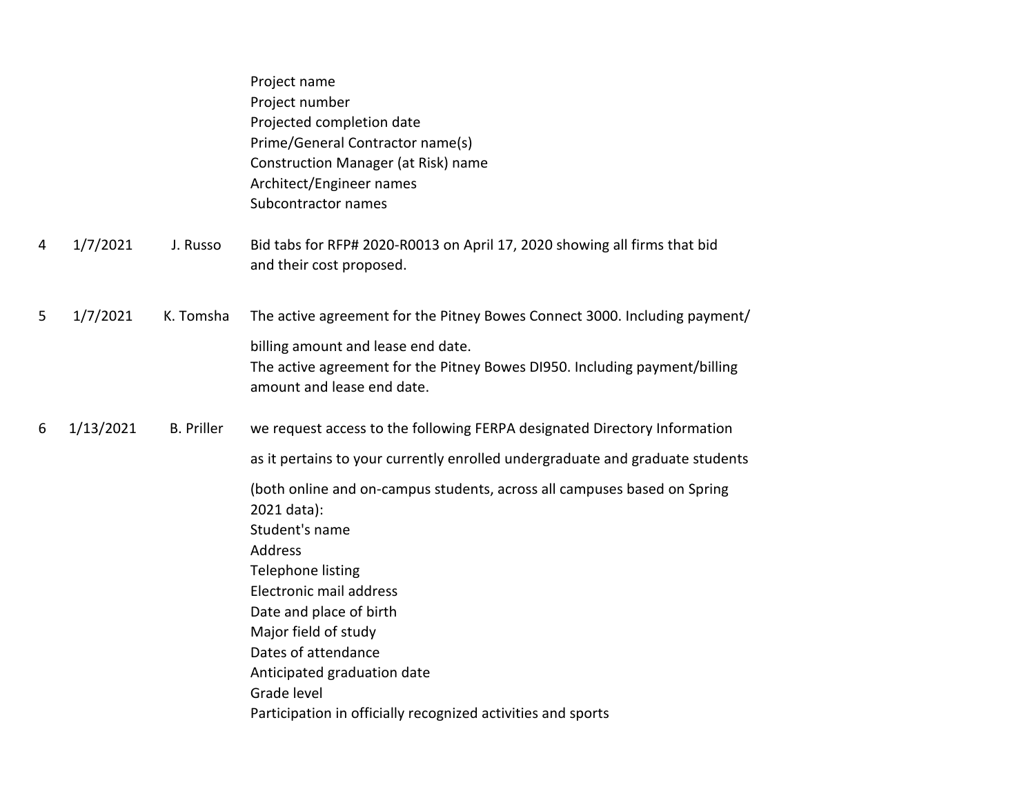| | | | |
|---|---|---|---|
| | | | Project name<br>Project number<br>Projected completion date<br>Prime/General Contractor name(s)<br>Construction Manager (at Risk) name<br>Architect/Engineer names<br>Subcontractor names |
| 4 | 1/7/2021 | J. Russo | Bid tabs for RFP# 2020-R0013 on April 17, 2020 showing all firms that bid and their cost proposed. |
| 5 | 1/7/2021 | K. Tomsha | The active agreement for the Pitney Bowes Connect 3000. Including payment/ billing amount and lease end date.<br>The active agreement for the Pitney Bowes DI950. Including payment/billing amount and lease end date. |
| 6 | 1/13/2021 | B. Priller | we request access to the following FERPA designated Directory Information as it pertains to your currently enrolled undergraduate and graduate students (both online and on-campus students, across all campuses based on Spring 2021 data):<br>Student's name<br>Address<br>Telephone listing<br>Electronic mail address<br>Date and place of birth<br>Major field of study<br>Dates of attendance<br>Anticipated graduation date<br>Grade level<br>Participation in officially recognized activities and sports |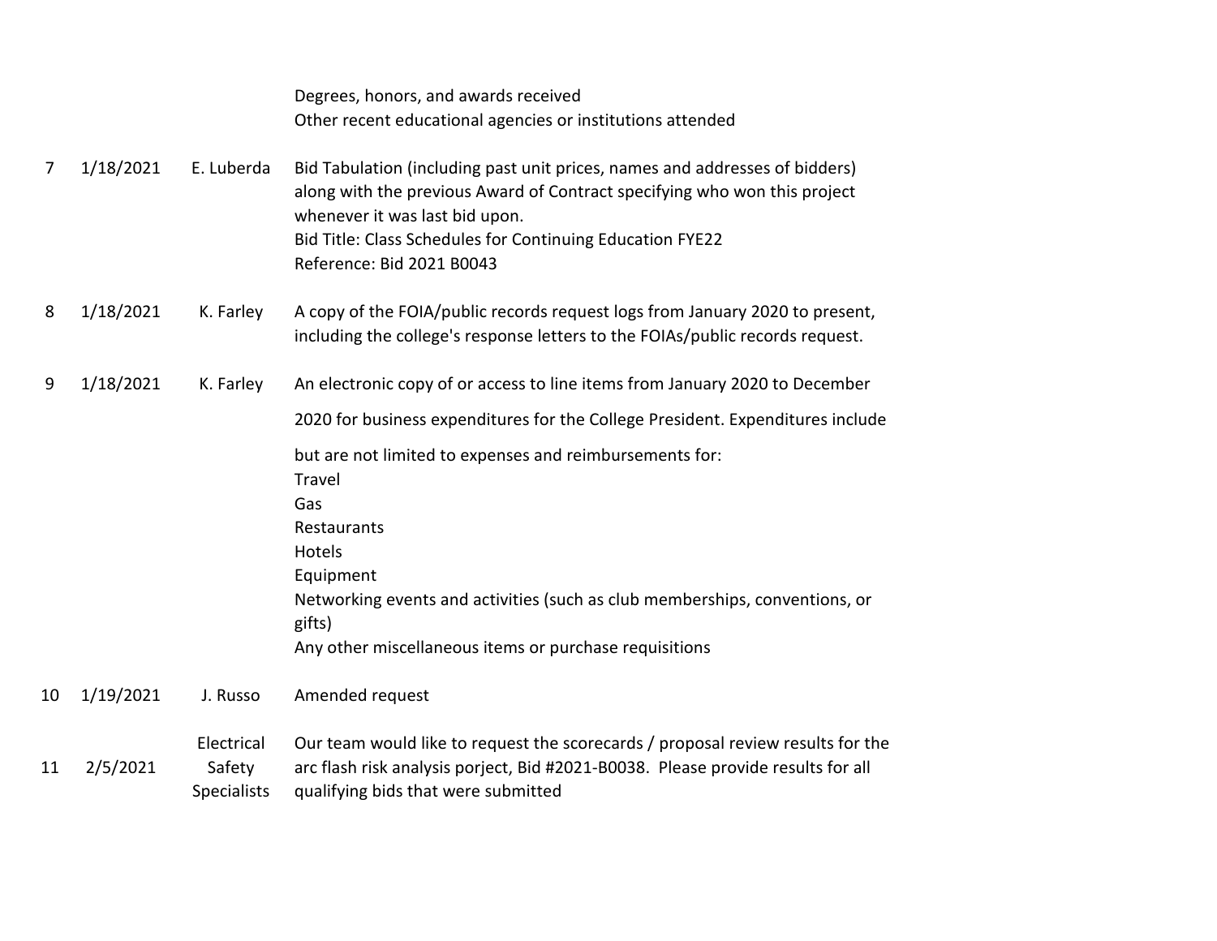| | | | |
|---|---|---|---|
| | | | Degrees, honors, and awards received<br>Other recent educational agencies or institutions attended |
| 7 | 1/18/2021 | E. Luberda | Bid Tabulation (including past unit prices, names and addresses of bidders) along with the previous Award of Contract specifying who won this project whenever it was last bid upon.<br>Bid Title: Class Schedules for Continuing Education FYE22<br>Reference: Bid 2021 B0043 |
| 8 | 1/18/2021 | K. Farley | A copy of the FOIA/public records request logs from January 2020 to present, including the college's response letters to the FOIAs/public records request. |
| 9 | 1/18/2021 | K. Farley | An electronic copy of or access to line items from January 2020 to December 2020 for business expenditures for the College President. Expenditures include but are not limited to expenses and reimbursements for:<br>Travel<br>Gas<br>Restaurants<br>Hotels<br>Equipment<br>Networking events and activities (such as club memberships, conventions, or gifts)<br>Any other miscellaneous items or purchase requisitions |
| 10 | 1/19/2021 | J. Russo | Amended request |
| 11 | 2/5/2021 | Electrical Safety Specialists | Our team would like to request the scorecards / proposal review results for the arc flash risk analysis porject, Bid #2021-B0038. Please provide results for all qualifying bids that were submitted |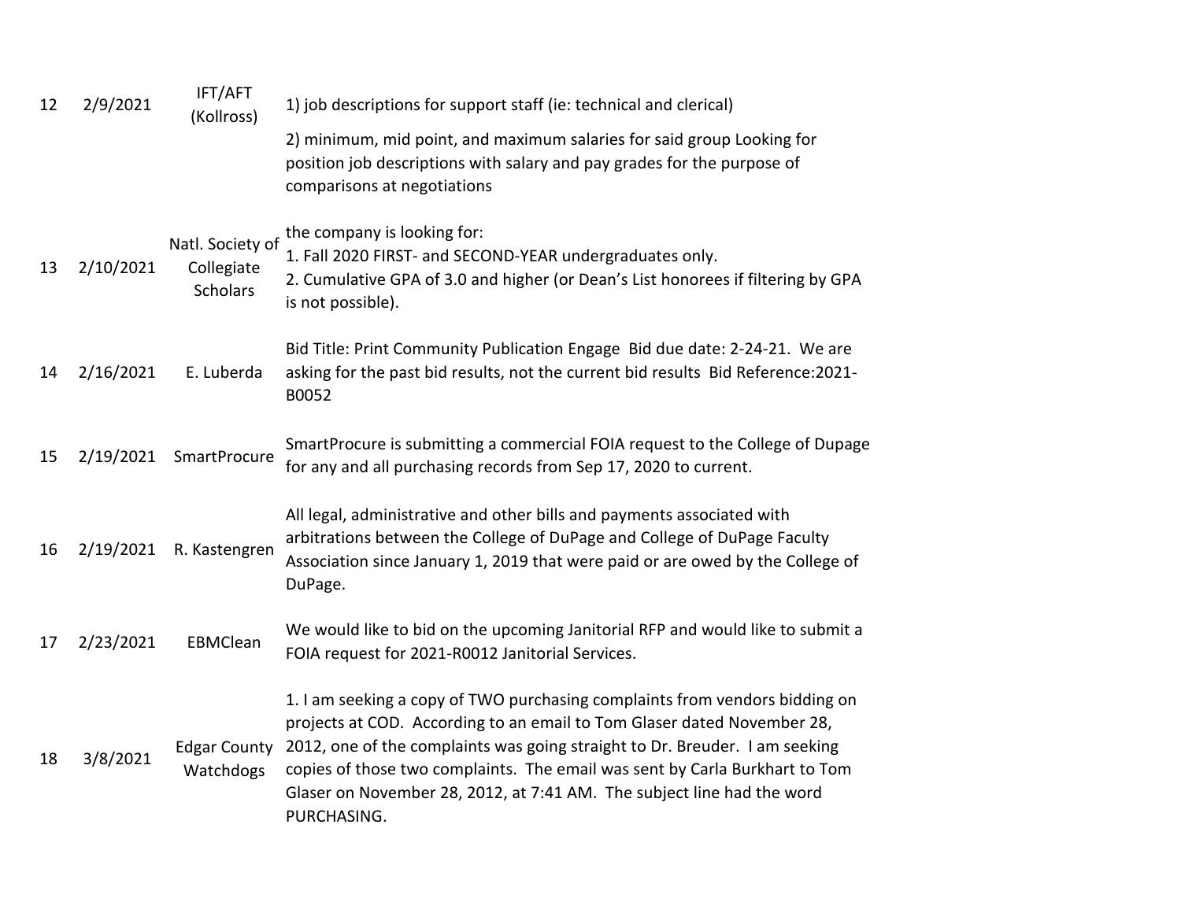| | | | |
|---|---|---|---|
| 12 | 2/9/2021 | IFT/AFT (Kollross) | 1) job descriptions for support staff (ie: technical and clerical)<br><br>2) minimum, mid point, and maximum salaries for said group Looking for position job descriptions with salary and pay grades for the purpose of comparisons at negotiations |
| 13 | 2/10/2021 | Natl. Society of Collegiate Scholars | the company is looking for:<br>1. Fall 2020 FIRST- and SECOND-YEAR undergraduates only.<br>2. Cumulative GPA of 3.0 and higher (or Dean's List honorees if filtering by GPA is not possible). |
| 14 | 2/16/2021 | E. Luberda | Bid Title: Print Community Publication Engage Bid due date: 2-24-21. We are asking for the past bid results, not the current bid results Bid Reference:2021-B0052 |
| 15 | 2/19/2021 | SmartProcure | SmartProcure is submitting a commercial FOIA request to the College of Dupage for any and all purchasing records from Sep 17, 2020 to current. |
| 16 | 2/19/2021 | R. Kastengren | All legal, administrative and other bills and payments associated with arbitrations between the College of DuPage and College of DuPage Faculty Association since January 1, 2019 that were paid or are owed by the College of DuPage. |
| 17 | 2/23/2021 | EBMClean | We would like to bid on the upcoming Janitorial RFP and would like to submit a FOIA request for 2021-R0012 Janitorial Services. |
| 18 | 3/8/2021 | Edgar County Watchdogs | 1. I am seeking a copy of TWO purchasing complaints from vendors bidding on projects at COD. According to an email to Tom Glaser dated November 28, 2012, one of the complaints was going straight to Dr. Breuder. I am seeking copies of those two complaints. The email was sent by Carla Burkhart to Tom Glaser on November 28, 2012, at 7:41 AM. The subject line had the word PURCHASING. |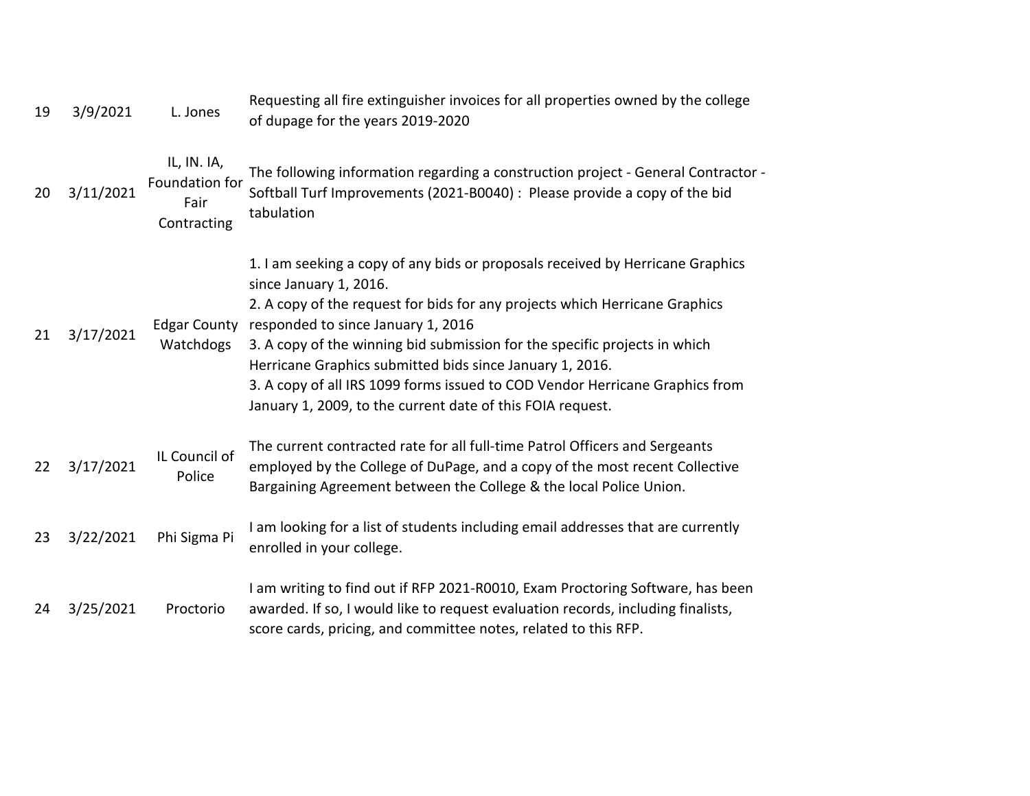| | | | |
|---|---|---|---|
| 19 | 3/9/2021 | L. Jones | Requesting all fire extinguisher invoices for all properties owned by the college of dupage for the years 2019-2020 |
| 20 | 3/11/2021 | IL, IN. IA, Foundation for Fair Contracting | The following information regarding a construction project - General Contractor - Softball Turf Improvements (2021-B0040) : Please provide a copy of the bid tabulation |
| 21 | 3/17/2021 | Edgar County Watchdogs | 1. I am seeking a copy of any bids or proposals received by Herricane Graphics since January 1, 2016.<br>2. A copy of the request for bids for any projects which Herricane Graphics responded to since January 1, 2016<br>3. A copy of the winning bid submission for the specific projects in which Herricane Graphics submitted bids since January 1, 2016.<br>3. A copy of all IRS 1099 forms issued to COD Vendor Herricane Graphics from January 1, 2009, to the current date of this FOIA request. |
| 22 | 3/17/2021 | IL Council of Police | The current contracted rate for all full-time Patrol Officers and Sergeants employed by the College of DuPage, and a copy of the most recent Collective Bargaining Agreement between the College & the local Police Union. |
| 23 | 3/22/2021 | Phi Sigma Pi | I am looking for a list of students including email addresses that are currently enrolled in your college. |
| 24 | 3/25/2021 | Proctorio | I am writing to find out if RFP 2021-R0010, Exam Proctoring Software, has been awarded. If so, I would like to request evaluation records, including finalists, score cards, pricing, and committee notes, related to this RFP. |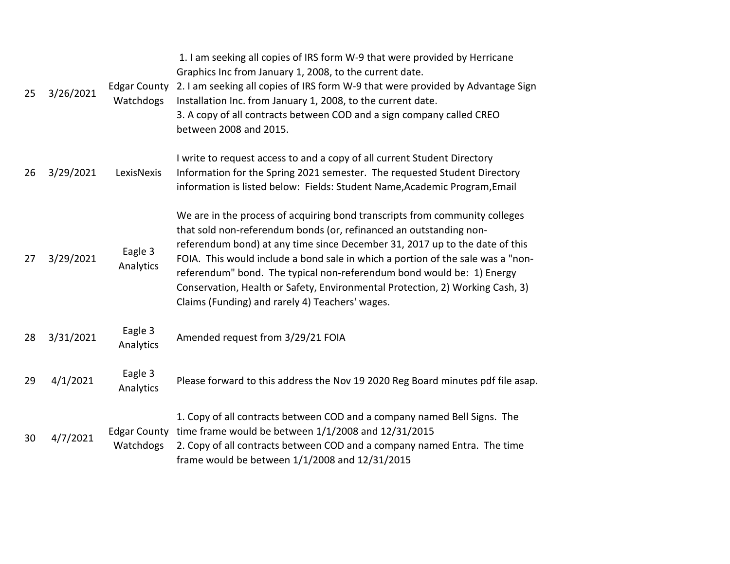| | | | |
|---|---|---|---|
| 25 | 3/26/2021 | Edgar County Watchdogs | 1. I am seeking all copies of IRS form W-9 that were provided by Herricane Graphics Inc from January 1, 2008, to the current date.<br>2. I am seeking all copies of IRS form W-9 that were provided by Advantage Sign Installation Inc. from January 1, 2008, to the current date.<br>3. A copy of all contracts between COD and a sign company called CREO between 2008 and 2015. |
| 26 | 3/29/2021 | LexisNexis | I write to request access to and a copy of all current Student Directory Information for the Spring 2021 semester. The requested Student Directory information is listed below: Fields: Student Name,Academic Program,Email |
| 27 | 3/29/2021 | Eagle 3 Analytics | We are in the process of acquiring bond transcripts from community colleges that sold non-referendum bonds (or, refinanced an outstanding non-referendum bond) at any time since December 31, 2017 up to the date of this FOIA. This would include a bond sale in which a portion of the sale was a "non-referendum" bond. The typical non-referendum bond would be: 1) Energy Conservation, Health or Safety, Environmental Protection, 2) Working Cash, 3) Claims (Funding) and rarely 4) Teachers' wages. |
| 28 | 3/31/2021 | Eagle 3 Analytics | Amended request from 3/29/21 FOIA |
| 29 | 4/1/2021 | Eagle 3 Analytics | Please forward to this address the Nov 19 2020 Reg Board minutes pdf file asap. |
| 30 | 4/7/2021 | Edgar County Watchdogs | 1. Copy of all contracts between COD and a company named Bell Signs. The time frame would be between 1/1/2008 and 12/31/2015<br>2. Copy of all contracts between COD and a company named Entra. The time frame would be between 1/1/2008 and 12/31/2015 |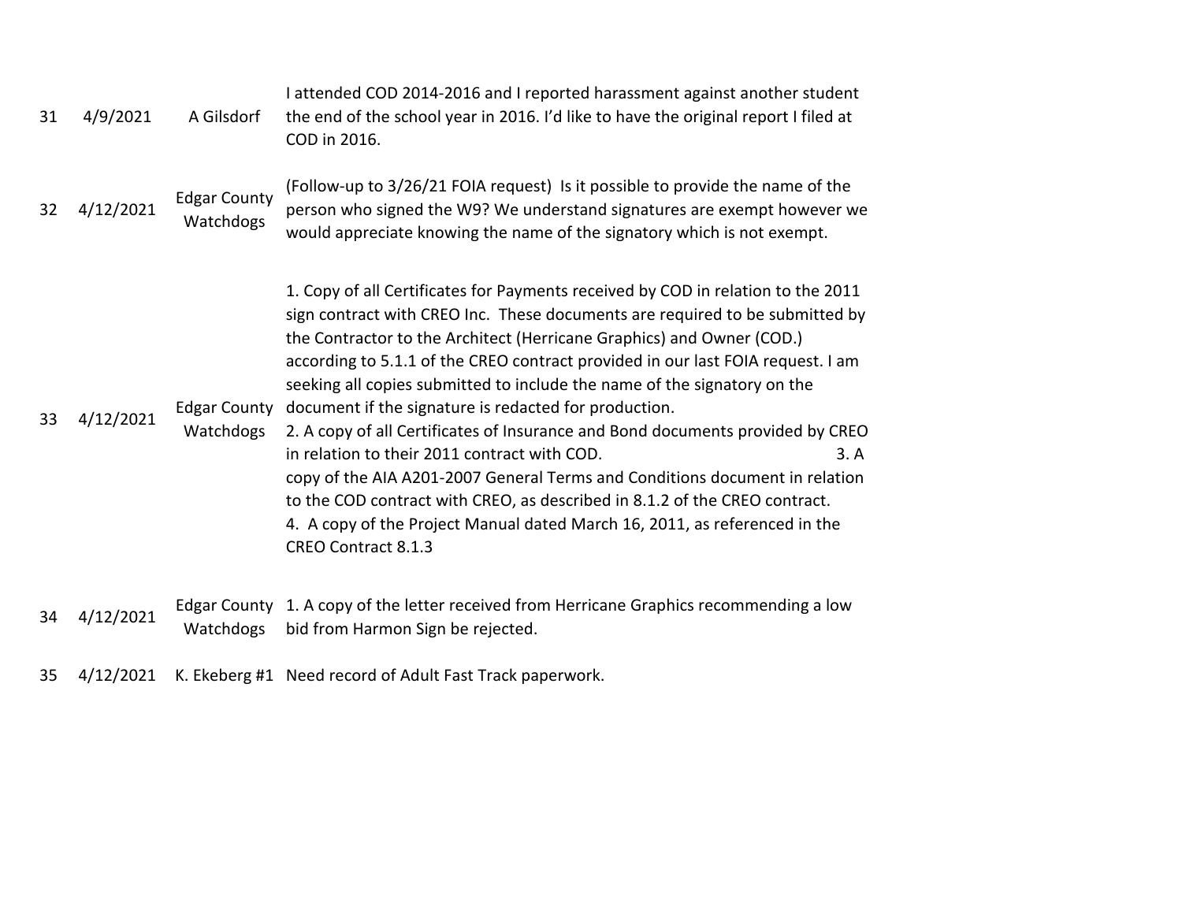| | | | |
|---|---|---|---|
| 31 | 4/9/2021 | A Gilsdorf | I attended COD 2014-2016 and I reported harassment against another student the end of the school year in 2016. I'd like to have the original report I filed at COD in 2016. |
| 32 | 4/12/2021 | Edgar County Watchdogs | (Follow-up to 3/26/21 FOIA request) Is it possible to provide the name of the person who signed the W9? We understand signatures are exempt however we would appreciate knowing the name of the signatory which is not exempt. |
| 33 | 4/12/2021 | Edgar County Watchdogs | 1. Copy of all Certificates for Payments received by COD in relation to the 2011 sign contract with CREO Inc. These documents are required to be submitted by the Contractor to the Architect (Herricane Graphics) and Owner (COD.) according to 5.1.1 of the CREO contract provided in our last FOIA request. I am seeking all copies submitted to include the name of the signatory on the document if the signature is redacted for production. 2. A copy of all Certificates of Insurance and Bond documents provided by CREO in relation to their 2011 contract with COD. 3. A copy of the AIA A201-2007 General Terms and Conditions document in relation to the COD contract with CREO, as described in 8.1.2 of the CREO contract. 4. A copy of the Project Manual dated March 16, 2011, as referenced in the CREO Contract 8.1.3 |
| 34 | 4/12/2021 | Edgar County Watchdogs | 1. A copy of the letter received from Herricane Graphics recommending a low bid from Harmon Sign be rejected. |
| 35 | 4/12/2021 | K. Ekeberg #1 | Need record of Adult Fast Track paperwork. |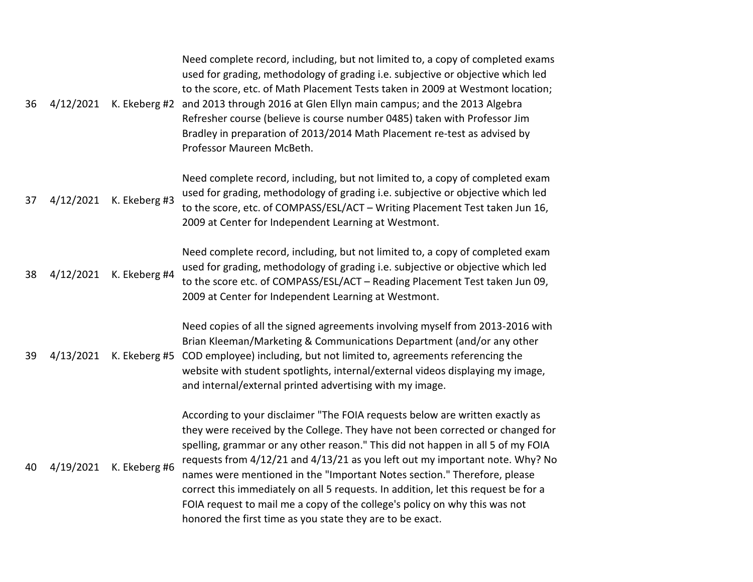| | | | |
|---|---|---|---|
| 36 | 4/12/2021 | K. Ekeberg #2 | Need complete record, including, but not limited to, a copy of completed exams used for grading, methodology of grading i.e. subjective or objective which led to the score, etc. of Math Placement Tests taken in 2009 at Westmont location; and 2013 through 2016 at Glen Ellyn main campus; and the 2013 Algebra Refresher course (believe is course number 0485) taken with Professor Jim Bradley in preparation of 2013/2014 Math Placement re-test as advised by Professor Maureen McBeth. |
| 37 | 4/12/2021 | K. Ekeberg #3 | Need complete record, including, but not limited to, a copy of completed exam used for grading, methodology of grading i.e. subjective or objective which led to the score, etc. of COMPASS/ESL/ACT – Writing Placement Test taken Jun 16, 2009 at Center for Independent Learning at Westmont. |
| 38 | 4/12/2021 | K. Ekeberg #4 | Need complete record, including, but not limited to, a copy of completed exam used for grading, methodology of grading i.e. subjective or objective which led to the score etc. of COMPASS/ESL/ACT – Reading Placement Test taken Jun 09, 2009 at Center for Independent Learning at Westmont. |
| 39 | 4/13/2021 | K. Ekeberg #5 | Need copies of all the signed agreements involving myself from 2013-2016 with Brian Kleeman/Marketing & Communications Department (and/or any other COD employee) including, but not limited to, agreements referencing the website with student spotlights, internal/external videos displaying my image, and internal/external printed advertising with my image. |
| 40 | 4/19/2021 | K. Ekeberg #6 | According to your disclaimer "The FOIA requests below are written exactly as they were received by the College. They have not been corrected or changed for spelling, grammar or any other reason." This did not happen in all 5 of my FOIA requests from 4/12/21 and 4/13/21 as you left out my important note. Why? No names were mentioned in the "Important Notes section." Therefore, please correct this immediately on all 5 requests. In addition, let this request be for a FOIA request to mail me a copy of the college's policy on why this was not honored the first time as you state they are to be exact. |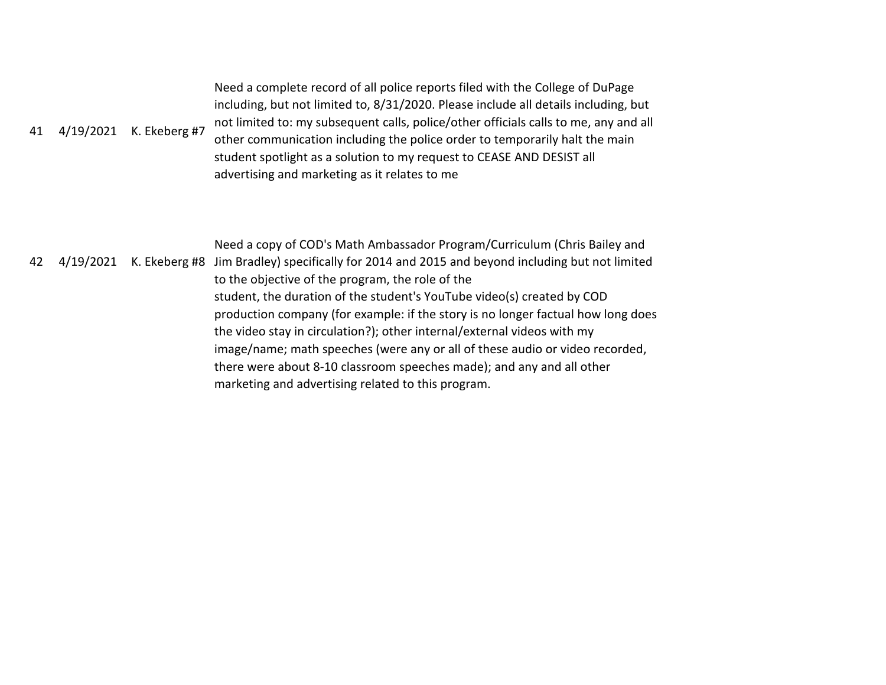| | | | |
|---|---|---|---|
| 41 | 4/19/2021 | K. Ekeberg #7 | Need a complete record of all police reports filed with the College of DuPage including, but not limited to, 8/31/2020. Please include all details including, but not limited to: my subsequent calls, police/other officials calls to me, any and all other communication including the police order to temporarily halt the main student spotlight as a solution to my request to CEASE AND DESIST all advertising and marketing as it relates to me |
| 42 | 4/19/2021 | K. Ekeberg #8 | Need a copy of COD's Math Ambassador Program/Curriculum (Chris Bailey and Jim Bradley) specifically for 2014 and 2015 and beyond including but not limited to the objective of the program, the role of the student, the duration of the student's YouTube video(s) created by COD production company (for example: if the story is no longer factual how long does the video stay in circulation?); other internal/external videos with my image/name; math speeches (were any or all of these audio or video recorded, there were about 8-10 classroom speeches made); and any and all other marketing and advertising related to this program. |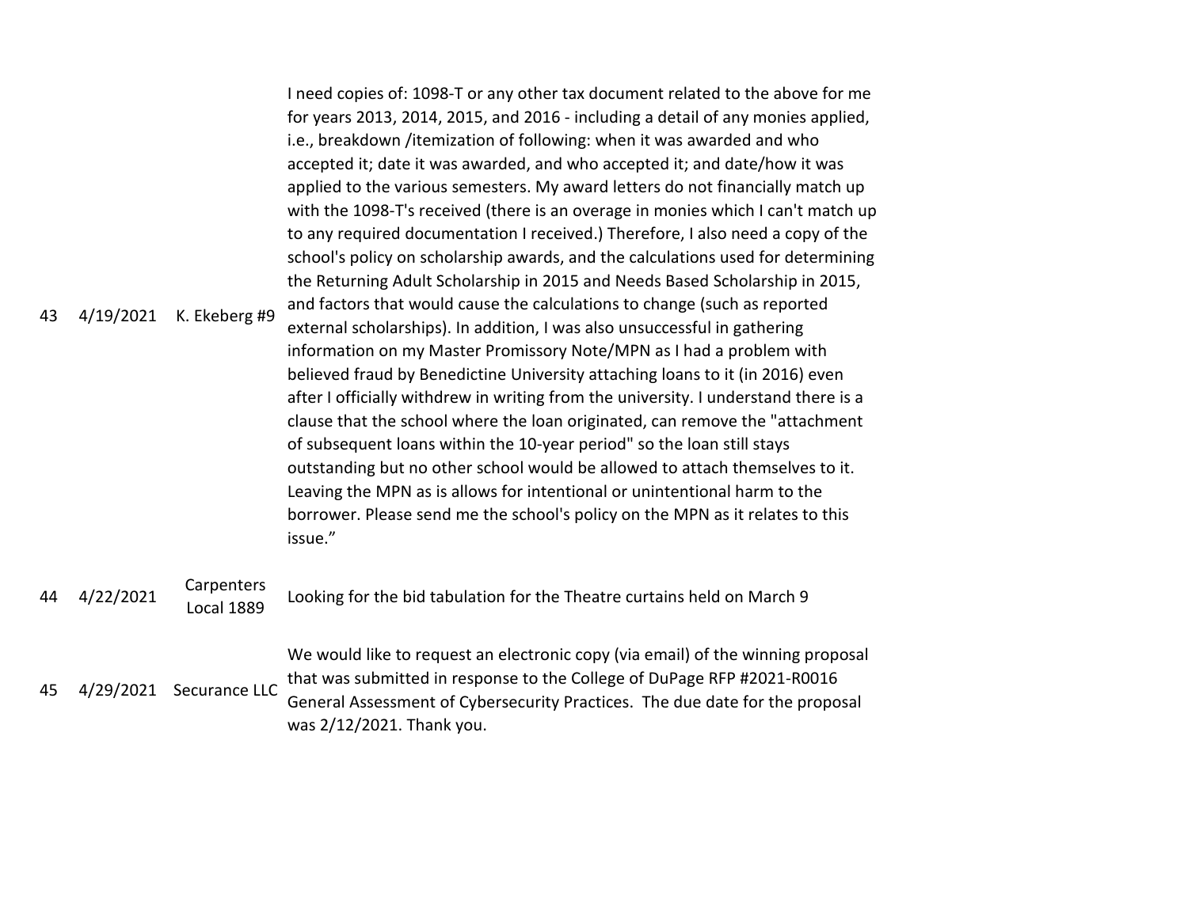| | | | |
|---|---|---|---|
| 43 | 4/19/2021 | K. Ekeberg #9 | I need copies of: 1098-T or any other tax document related to the above for me for years 2013, 2014, 2015, and 2016 - including a detail of any monies applied, i.e., breakdown /itemization of following: when it was awarded and who accepted it; date it was awarded, and who accepted it; and date/how it was applied to the various semesters. My award letters do not financially match up with the 1098-T's received (there is an overage in monies which I can't match up to any required documentation I received.) Therefore, I also need a copy of the school's policy on scholarship awards, and the calculations used for determining the Returning Adult Scholarship in 2015 and Needs Based Scholarship in 2015, and factors that would cause the calculations to change (such as reported external scholarships). In addition, I was also unsuccessful in gathering information on my Master Promissory Note/MPN as I had a problem with believed fraud by Benedictine University attaching loans to it (in 2016) even after I officially withdrew in writing from the university. I understand there is a clause that the school where the loan originated, can remove the "attachment of subsequent loans within the 10-year period" so the loan still stays outstanding but no other school would be allowed to attach themselves to it. Leaving the MPN as is allows for intentional or unintentional harm to the borrower. Please send me the school's policy on the MPN as it relates to this issue." |
| 44 | 4/22/2021 | Carpenters Local 1889 | Looking for the bid tabulation for the Theatre curtains held on March 9 |
| 45 | 4/29/2021 | Securance LLC | We would like to request an electronic copy (via email) of the winning proposal that was submitted in response to the College of DuPage RFP #2021-R0016 General Assessment of Cybersecurity Practices. The due date for the proposal was 2/12/2021. Thank you. |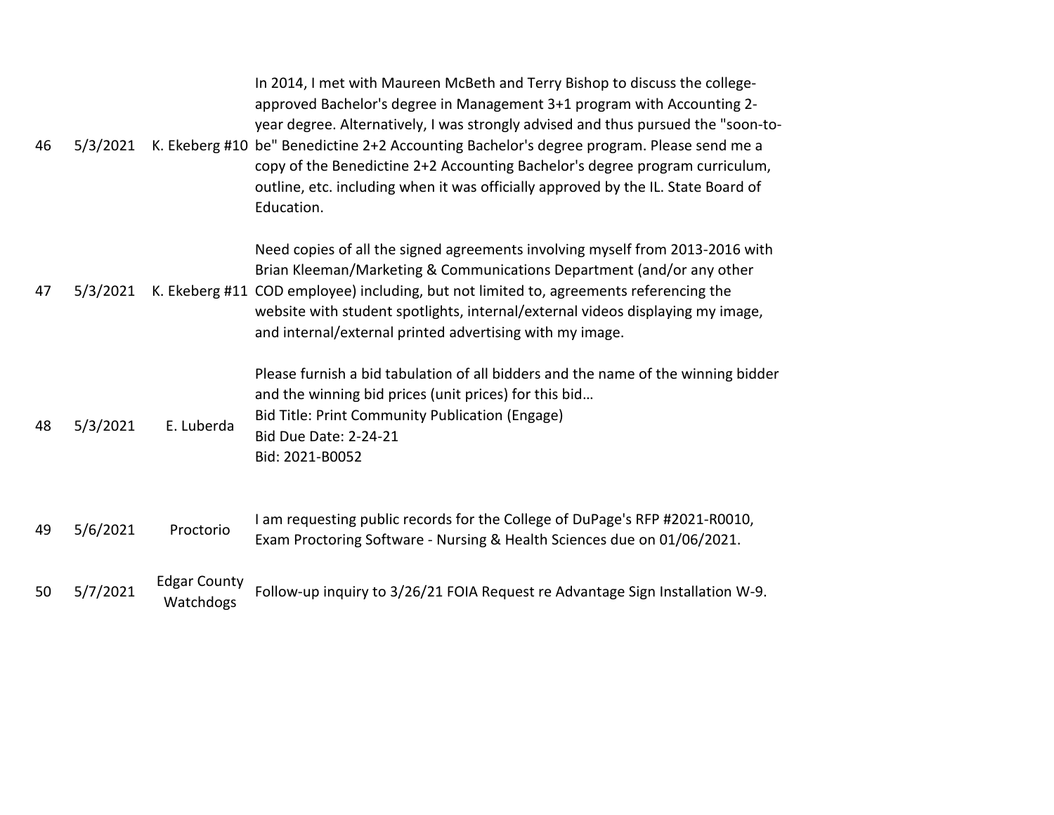| | | | |
|---|---|---|---|
| 46 | 5/3/2021 | K. Ekeberg #10 | In 2014, I met with Maureen McBeth and Terry Bishop to discuss the college-approved Bachelor's degree in Management 3+1 program with Accounting 2-year degree. Alternatively, I was strongly advised and thus pursued the "soon-to-be" Benedictine 2+2 Accounting Bachelor's degree program. Please send me a copy of the Benedictine 2+2 Accounting Bachelor's degree program curriculum, outline, etc. including when it was officially approved by the IL. State Board of Education. |
| 47 | 5/3/2021 | K. Ekeberg #11 | Need copies of all the signed agreements involving myself from 2013-2016 with Brian Kleeman/Marketing & Communications Department (and/or any other COD employee) including, but not limited to, agreements referencing the website with student spotlights, internal/external videos displaying my image, and internal/external printed advertising with my image. |
| 48 | 5/3/2021 | E. Luberda | Please furnish a bid tabulation of all bidders and the name of the winning bidder and the winning bid prices (unit prices) for this bid… <br>Bid Title: Print Community Publication (Engage)<br>Bid Due Date: 2-24-21<br>Bid: 2021-B0052 |
| 49 | 5/6/2021 | Proctorio | I am requesting public records for the College of DuPage's RFP #2021-R0010, Exam Proctoring Software - Nursing & Health Sciences due on 01/06/2021. |
| 50 | 5/7/2021 | Edgar County Watchdogs | Follow-up inquiry to 3/26/21 FOIA Request re Advantage Sign Installation W-9. |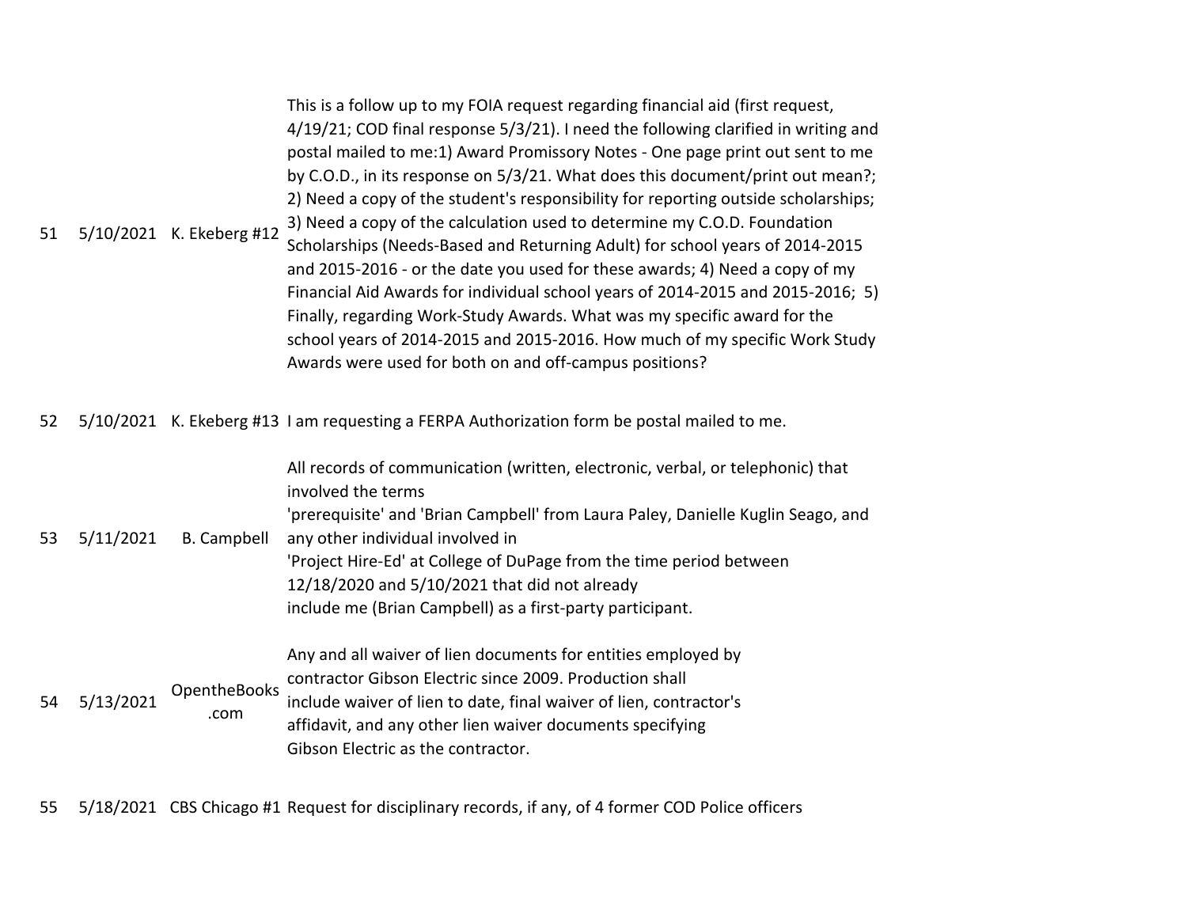| | | | |
|---|---|---|---|
| 51 | 5/10/2021 | K. Ekeberg #12 | This is a follow up to my FOIA request regarding financial aid (first request, 4/19/21; COD final response 5/3/21). I need the following clarified in writing and postal mailed to me:1) Award Promissory Notes - One page print out sent to me by C.O.D., in its response on 5/3/21. What does this document/print out mean?; 2) Need a copy of the student's responsibility for reporting outside scholarships; 3) Need a copy of the calculation used to determine my C.O.D. Foundation Scholarships (Needs-Based and Returning Adult) for school years of 2014-2015 and 2015-2016 - or the date you used for these awards; 4) Need a copy of my Financial Aid Awards for individual school years of 2014-2015 and 2015-2016; 5) Finally, regarding Work-Study Awards. What was my specific award for the school years of 2014-2015 and 2015-2016. How much of my specific Work Study Awards were used for both on and off-campus positions? |
| 52 | 5/10/2021 | K. Ekeberg #13 | I am requesting a FERPA Authorization form be postal mailed to me. |
| 53 | 5/11/2021 | B. Campbell | All records of communication (written, electronic, verbal, or telephonic) that involved the terms 'prerequisite' and 'Brian Campbell' from Laura Paley, Danielle Kuglin Seago, and any other individual involved in 'Project Hire-Ed' at College of DuPage from the time period between 12/18/2020 and 5/10/2021 that did not already include me (Brian Campbell) as a first-party participant. |
| 54 | 5/13/2021 | OpentheBooks.com | Any and all waiver of lien documents for entities employed by contractor Gibson Electric since 2009. Production shall include waiver of lien to date, final waiver of lien, contractor's affidavit, and any other lien waiver documents specifying Gibson Electric as the contractor. |
| 55 | 5/18/2021 | CBS Chicago #1 | Request for disciplinary records, if any, of 4 former COD Police officers |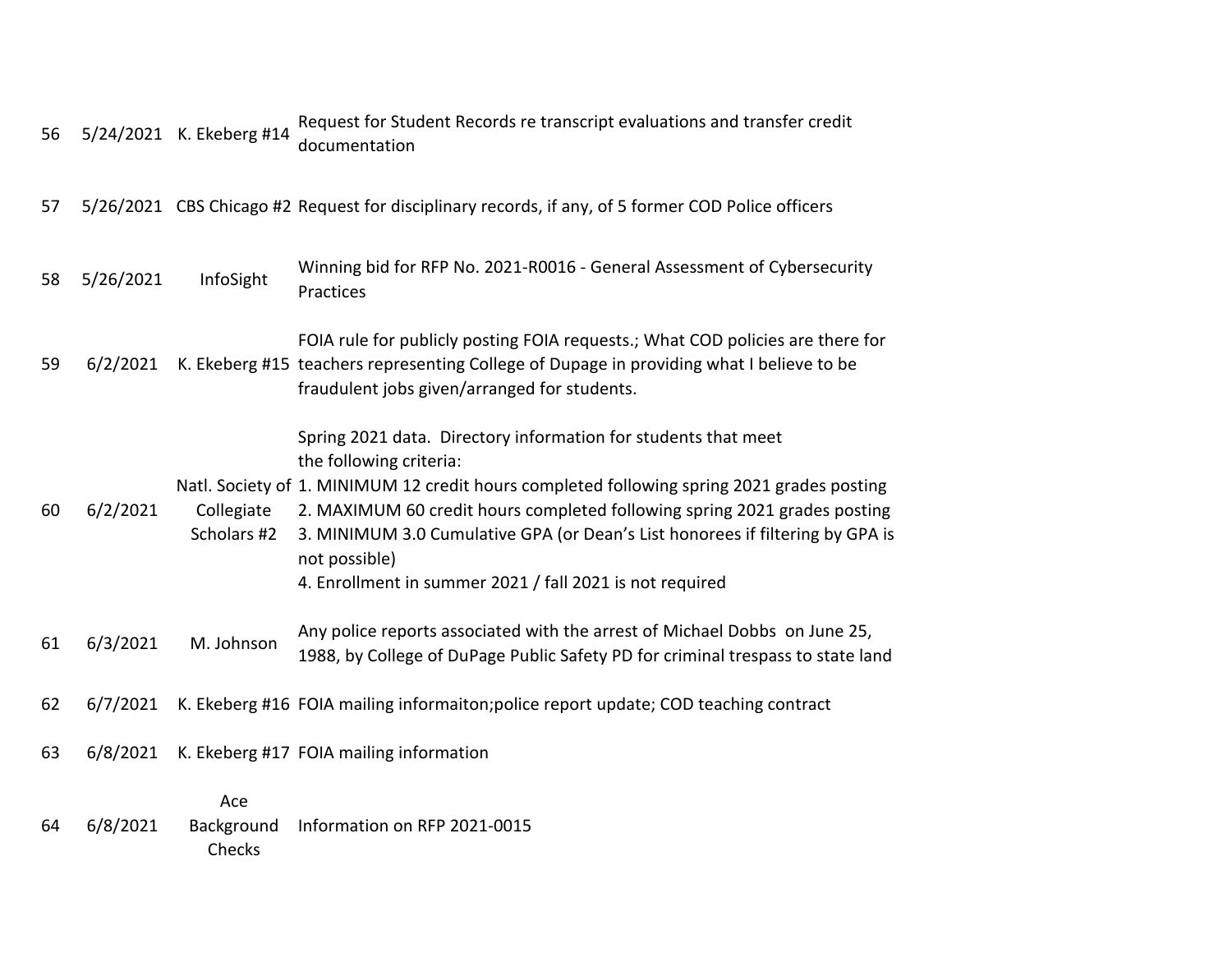| | | | |
|---|---|---|---|
| 56 | 5/24/2021 | K. Ekeberg #14 | Request for Student Records re transcript evaluations and transfer credit documentation |
| 57 | 5/26/2021 | CBS Chicago #2 | Request for disciplinary records, if any, of 5 former COD Police officers |
| 58 | 5/26/2021 | InfoSight | Winning bid for RFP No. 2021-R0016 - General Assessment of Cybersecurity Practices |
| 59 | 6/2/2021 | K. Ekeberg #15 | FOIA rule for publicly posting FOIA requests.; What COD policies are there for teachers representing College of Dupage in providing what I believe to be fraudulent jobs given/arranged for students. |
| 60 | 6/2/2021 | Natl. Society of Collegiate Scholars #2 | Spring 2021 data. Directory information for students that meet the following criteria:<br>1. MINIMUM 12 credit hours completed following spring 2021 grades posting<br>2. MAXIMUM 60 credit hours completed following spring 2021 grades posting<br>3. MINIMUM 3.0 Cumulative GPA (or Dean's List honorees if filtering by GPA is not possible)<br>4. Enrollment in summer 2021 / fall 2021 is not required |
| 61 | 6/3/2021 | M. Johnson | Any police reports associated with the arrest of Michael Dobbs on June 25, 1988, by College of DuPage Public Safety PD for criminal trespass to state land |
| 62 | 6/7/2021 | K. Ekeberg #16 | FOIA mailing informaiton;police report update; COD teaching contract |
| 63 | 6/8/2021 | K. Ekeberg #17 | FOIA mailing information |
| 64 | 6/8/2021 | Ace Background Checks | Information on RFP 2021-0015 |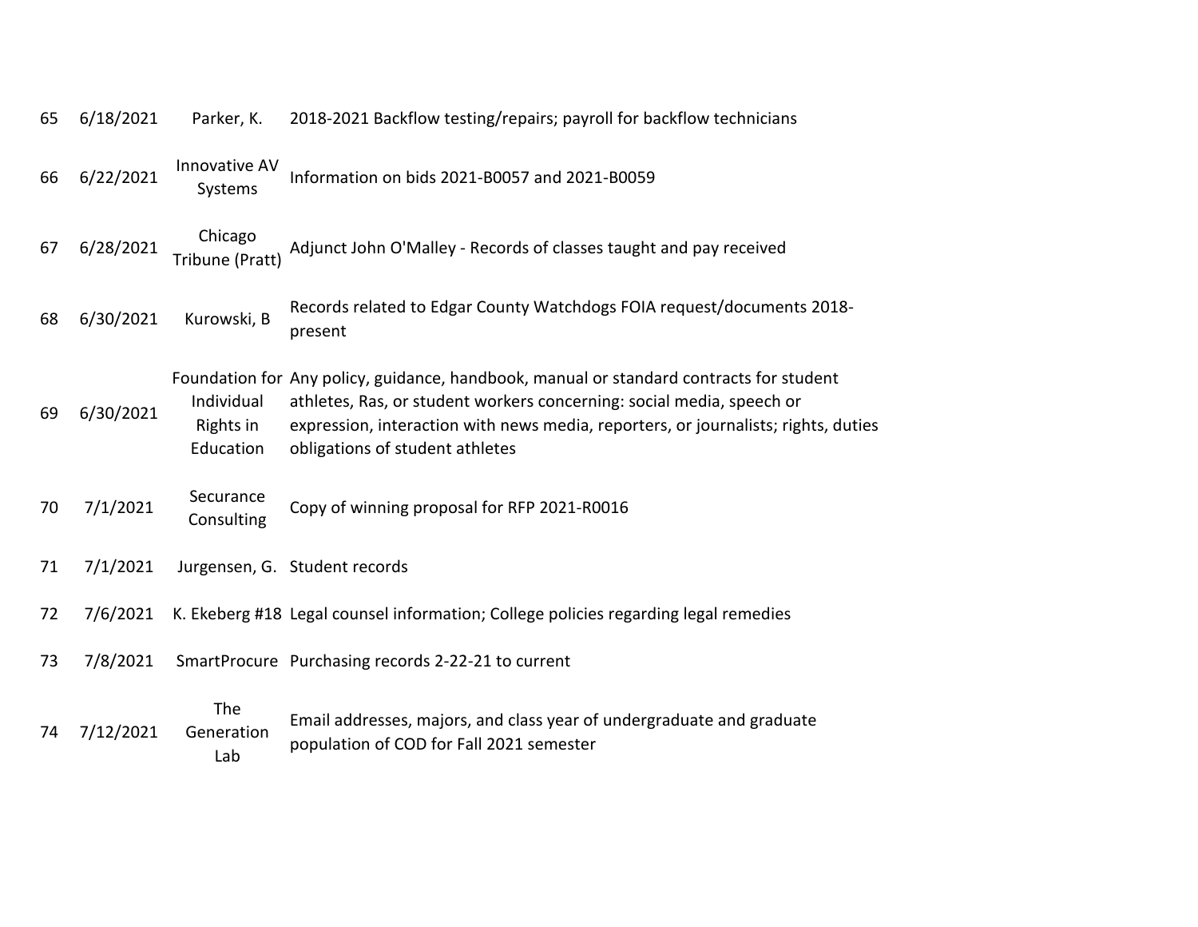| | | | |
|---|---|---|---|
| 65 | 6/18/2021 | Parker, K. | 2018-2021 Backflow testing/repairs; payroll for backflow technicians |
| 66 | 6/22/2021 | Innovative AV Systems | Information on bids 2021-B0057 and 2021-B0059 |
| 67 | 6/28/2021 | Chicago Tribune (Pratt) | Adjunct John O'Malley - Records of classes taught and pay received |
| 68 | 6/30/2021 | Kurowski, B | Records related to Edgar County Watchdogs FOIA request/documents 2018-present |
| 69 | 6/30/2021 | Foundation for Individual Rights in Education | Any policy, guidance, handbook, manual or standard contracts for student athletes, Ras, or student workers concerning: social media, speech or expression, interaction with news media, reporters, or journalists; rights, duties obligations of student athletes |
| 70 | 7/1/2021 | Securance Consulting | Copy of winning proposal for RFP 2021-R0016 |
| 71 | 7/1/2021 | Jurgensen, G. | Student records |
| 72 | 7/6/2021 | K. Ekeberg #18 | Legal counsel information; College policies regarding legal remedies |
| 73 | 7/8/2021 | SmartProcure | Purchasing records 2-22-21 to current |
| 74 | 7/12/2021 | The Generation Lab | Email addresses, majors, and class year of undergraduate and graduate population of COD for Fall 2021 semester |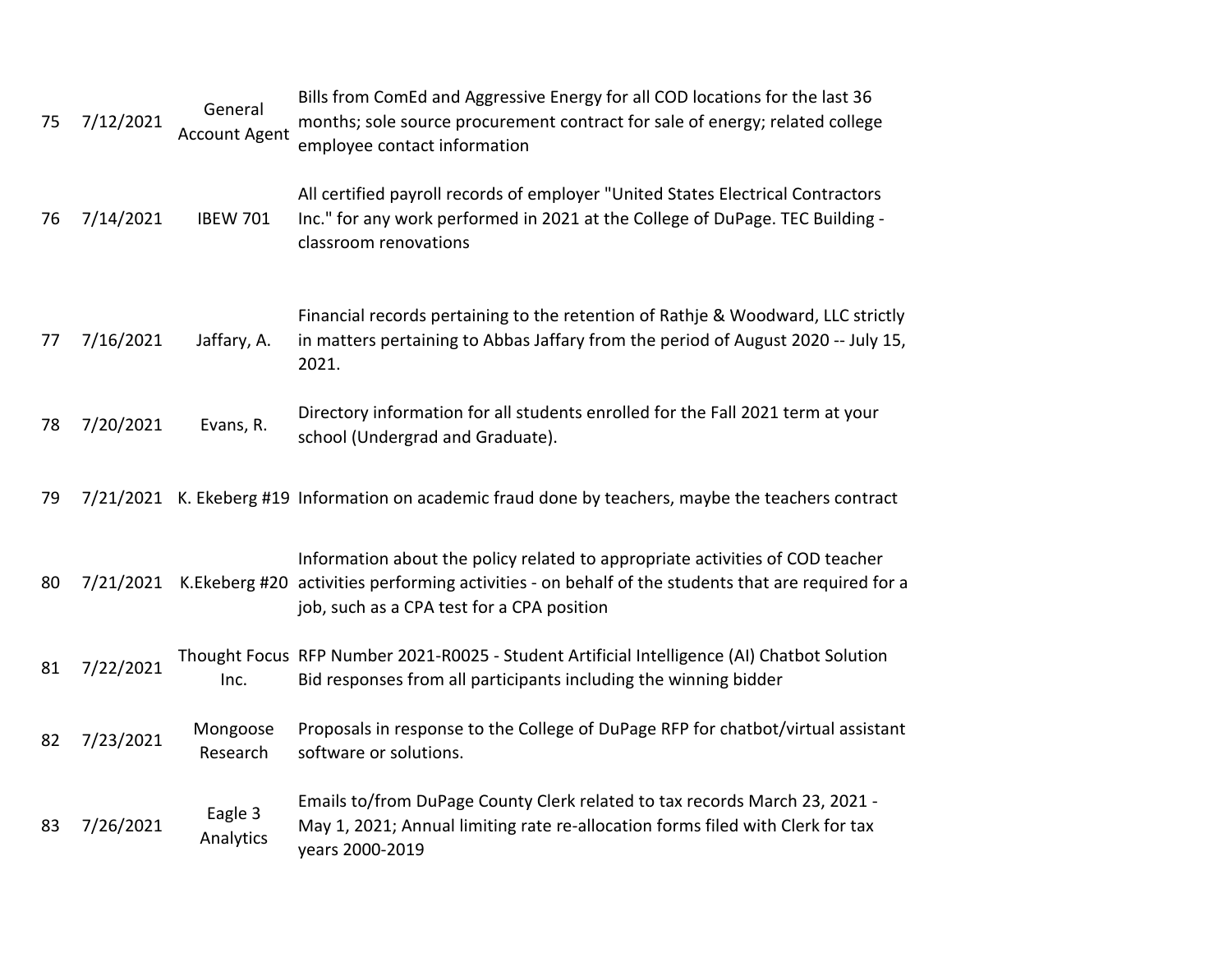| | | | |
|---|---|---|---|
| 75 | 7/12/2021 | General Account Agent | Bills from ComEd and Aggressive Energy for all COD locations for the last 36 months; sole source procurement contract for sale of energy; related college employee contact information |
| 76 | 7/14/2021 | IBEW 701 | All certified payroll records of employer "United States Electrical Contractors Inc." for any work performed in 2021 at the College of DuPage. TEC Building - classroom renovations |
| 77 | 7/16/2021 | Jaffary, A. | Financial records pertaining to the retention of Rathje & Woodward, LLC strictly in matters pertaining to Abbas Jaffary from the period of August 2020 -- July 15, 2021. |
| 78 | 7/20/2021 | Evans, R. | Directory information for all students enrolled for the Fall 2021 term at your school (Undergrad and Graduate). |
| 79 | 7/21/2021 | K. Ekeberg #19 | Information on academic fraud done by teachers, maybe the teachers contract |
| 80 | 7/21/2021 | K.Ekeberg #20 | Information about the policy related to appropriate activities of COD teacher activities performing activities - on behalf of the students that are required for a job, such as a CPA test for a CPA position |
| 81 | 7/22/2021 | Thought Focus Inc. | RFP Number 2021-R0025 - Student Artificial Intelligence (AI) Chatbot Solution Bid responses from all participants including the winning bidder |
| 82 | 7/23/2021 | Mongoose Research | Proposals in response to the College of DuPage RFP for chatbot/virtual assistant software or solutions. |
| 83 | 7/26/2021 | Eagle 3 Analytics | Emails to/from DuPage County Clerk related to tax records March 23, 2021 - May 1, 2021; Annual limiting rate re-allocation forms filed with Clerk for tax years 2000-2019 |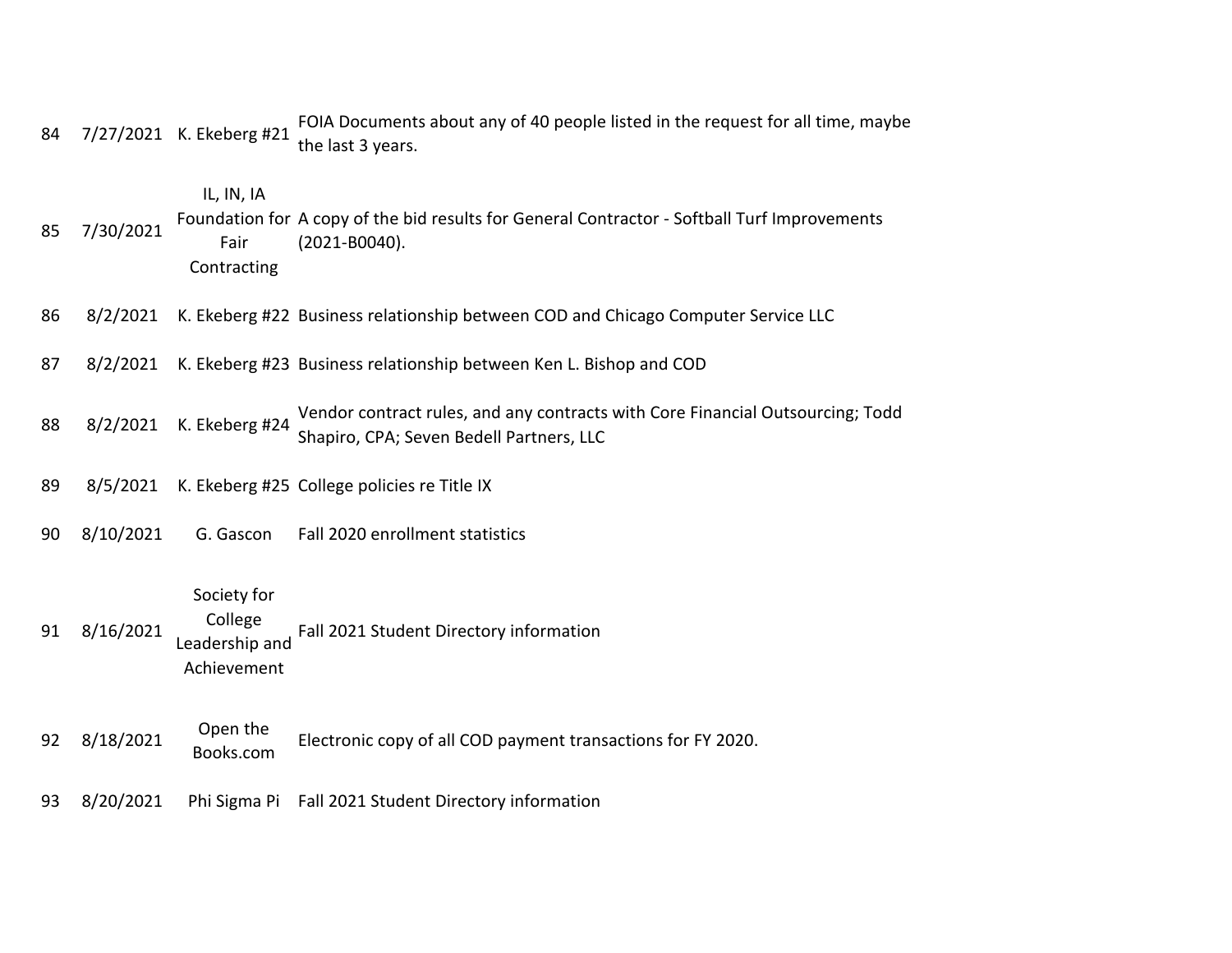| | | | |
|---|---|---|---|
| 84 | 7/27/2021 | K. Ekeberg #21 | FOIA Documents about any of 40 people listed in the request for all time, maybe the last 3 years. |
| 85 | 7/30/2021 | IL, IN, IA Foundation for Fair Contracting | A copy of the bid results for General Contractor - Softball Turf Improvements (2021-B0040). |
| 86 | 8/2/2021 | K. Ekeberg #22 | Business relationship between COD and Chicago Computer Service LLC |
| 87 | 8/2/2021 | K. Ekeberg #23 | Business relationship between Ken L. Bishop and COD |
| 88 | 8/2/2021 | K. Ekeberg #24 | Vendor contract rules, and any contracts with Core Financial Outsourcing; Todd Shapiro, CPA; Seven Bedell Partners, LLC |
| 89 | 8/5/2021 | K. Ekeberg #25 | College policies re Title IX |
| 90 | 8/10/2021 | G. Gascon | Fall 2020 enrollment statistics |
| 91 | 8/16/2021 | Society for College Leadership and Achievement | Fall 2021 Student Directory information |
| 92 | 8/18/2021 | Open the Books.com | Electronic copy of all COD payment transactions for FY 2020. |
| 93 | 8/20/2021 | Phi Sigma Pi | Fall 2021 Student Directory information |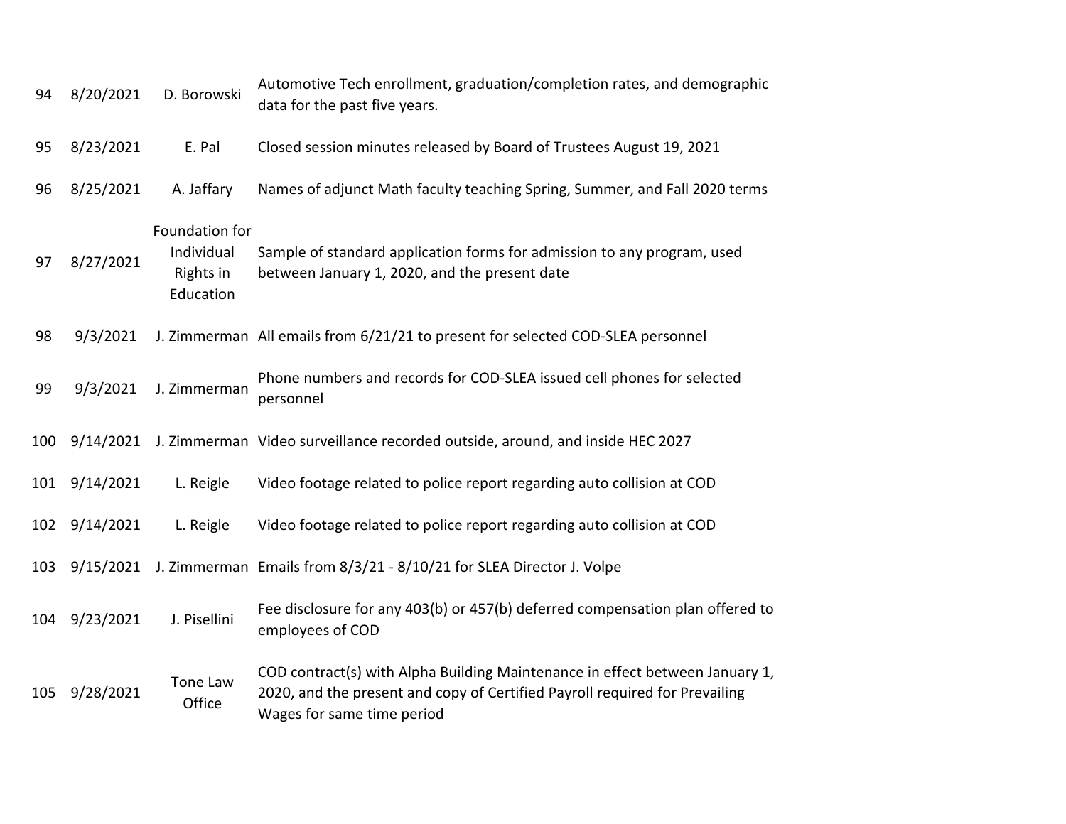| | | | |
|---|---|---|---|
| 94 | 8/20/2021 | D. Borowski | Automotive Tech enrollment, graduation/completion rates, and demographic data for the past five years. |
| 95 | 8/23/2021 | E. Pal | Closed session minutes released by Board of Trustees August 19, 2021 |
| 96 | 8/25/2021 | A. Jaffary | Names of adjunct Math faculty teaching Spring, Summer, and Fall 2020 terms |
| 97 | 8/27/2021 | Foundation for Individual Rights in Education | Sample of standard application forms for admission to any program, used between January 1, 2020, and the present date |
| 98 | 9/3/2021 | J. Zimmerman | All emails from 6/21/21 to present for selected COD-SLEA personnel |
| 99 | 9/3/2021 | J. Zimmerman | Phone numbers and records for COD-SLEA issued cell phones for selected personnel |
| 100 | 9/14/2021 | J. Zimmerman | Video surveillance recorded outside, around, and inside HEC 2027 |
| 101 | 9/14/2021 | L. Reigle | Video footage related to police report regarding auto collision at COD |
| 102 | 9/14/2021 | L. Reigle | Video footage related to police report regarding auto collision at COD |
| 103 | 9/15/2021 | J. Zimmerman | Emails from 8/3/21 - 8/10/21 for SLEA Director J. Volpe |
| 104 | 9/23/2021 | J. Pisellini | Fee disclosure for any 403(b) or 457(b) deferred compensation plan offered to employees of COD |
| 105 | 9/28/2021 | Tone Law Office | COD contract(s) with Alpha Building Maintenance in effect between January 1, 2020, and the present and copy of Certified Payroll required for Prevailing Wages for same time period |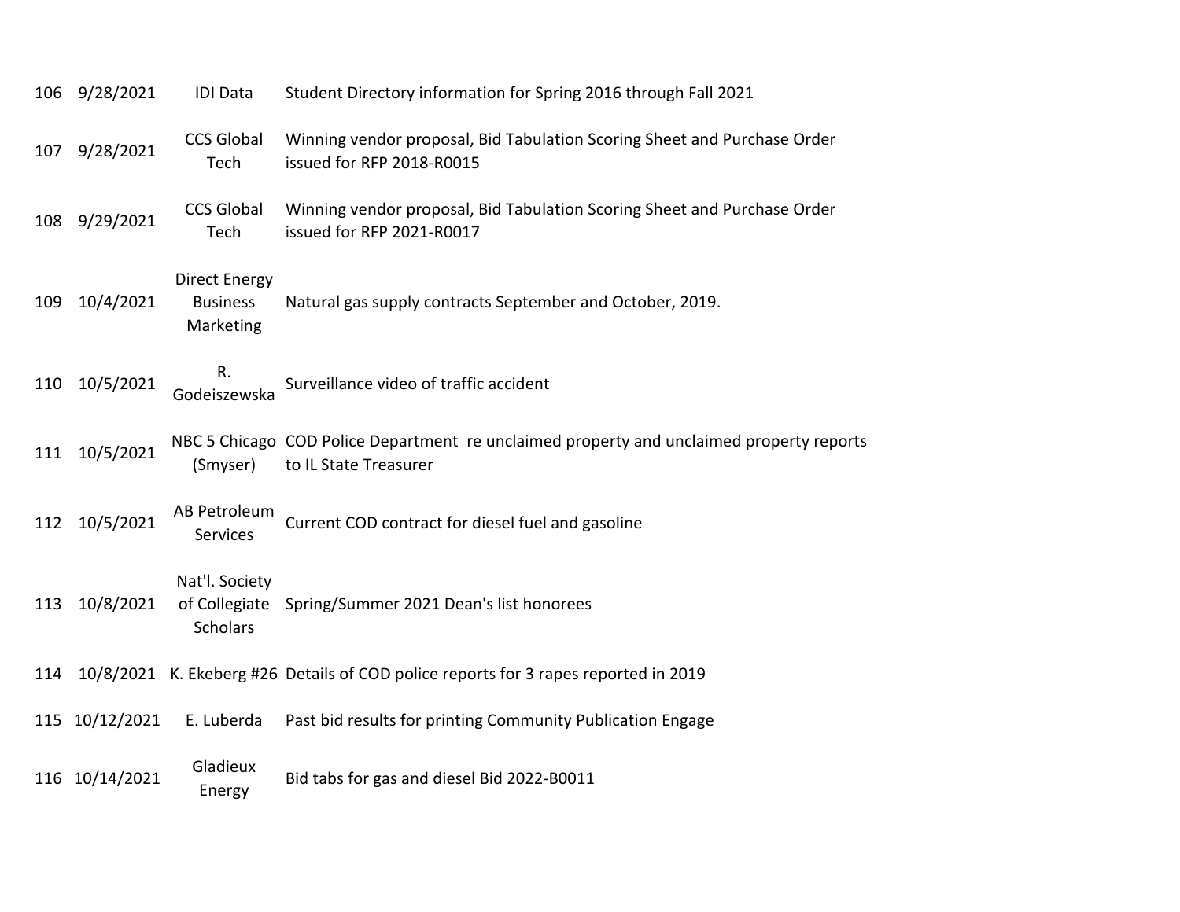| | | | |
|---|---|---|---|
| 106 | 9/28/2021 | IDI Data | Student Directory information for Spring 2016 through Fall 2021 |
| 107 | 9/28/2021 | CCS Global Tech | Winning vendor proposal, Bid Tabulation Scoring Sheet and Purchase Order issued for RFP 2018-R0015 |
| 108 | 9/29/2021 | CCS Global Tech | Winning vendor proposal, Bid Tabulation Scoring Sheet and Purchase Order issued for RFP 2021-R0017 |
| 109 | 10/4/2021 | Direct Energy Business Marketing | Natural gas supply contracts September and October, 2019. |
| 110 | 10/5/2021 | R. Godeiszewska | Surveillance video of traffic accident |
| 111 | 10/5/2021 | NBC 5 Chicago (Smyser) | COD Police Department re unclaimed property and unclaimed property reports to IL State Treasurer |
| 112 | 10/5/2021 | AB Petroleum Services | Current COD contract for diesel fuel and gasoline |
| 113 | 10/8/2021 | Nat'l. Society of Collegiate Scholars | Spring/Summer 2021 Dean's list honorees |
| 114 | 10/8/2021 | K. Ekeberg #26 | Details of COD police reports for 3 rapes reported in 2019 |
| 115 | 10/12/2021 | E. Luberda | Past bid results for printing Community Publication Engage |
| 116 | 10/14/2021 | Gladieux Energy | Bid tabs for gas and diesel Bid 2022-B0011 |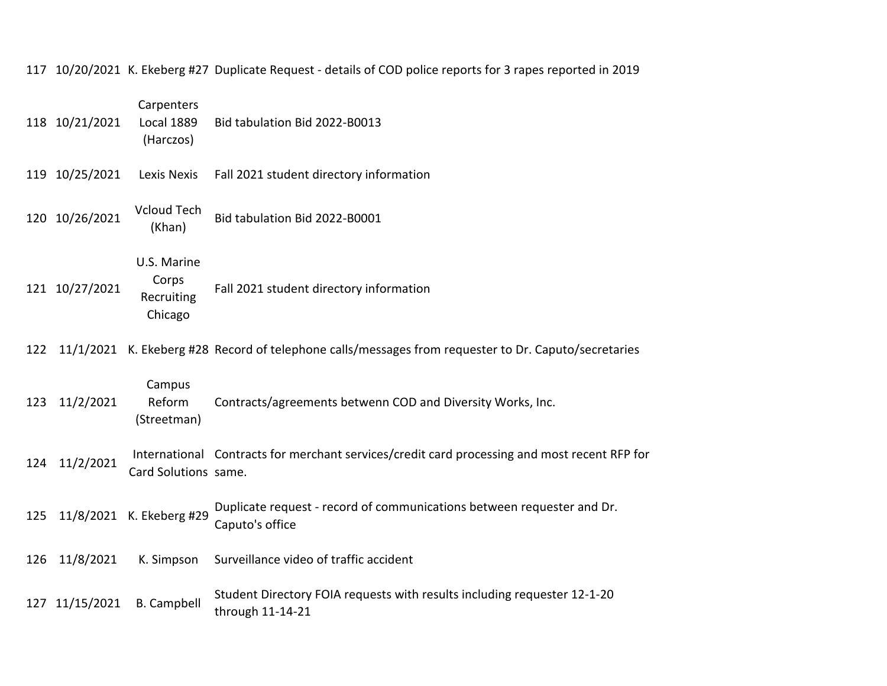| | | | |
|---|---|---|---|
| 117 | 10/20/2021 | K. Ekeberg #27 | Duplicate Request - details of COD police reports for 3 rapes reported in 2019 |
| 118 | 10/21/2021 | Carpenters Local 1889 (Harczos) | Bid tabulation Bid 2022-B0013 |
| 119 | 10/25/2021 | Lexis Nexis | Fall 2021 student directory information |
| 120 | 10/26/2021 | Vcloud Tech (Khan) | Bid tabulation Bid 2022-B0001 |
| 121 | 10/27/2021 | U.S. Marine Corps Recruiting Chicago | Fall 2021 student directory information |
| 122 | 11/1/2021 | K. Ekeberg #28 | Record of telephone calls/messages from requester to Dr. Caputo/secretaries |
| 123 | 11/2/2021 | Campus Reform (Streetman) | Contracts/agreements betwenn COD and Diversity Works, Inc. |
| 124 | 11/2/2021 | International Card Solutions | Contracts for merchant services/credit card processing and most recent RFP for same. |
| 125 | 11/8/2021 | K. Ekeberg #29 | Duplicate request - record of communications between requester and Dr. Caputo's office |
| 126 | 11/8/2021 | K. Simpson | Surveillance video of traffic accident |
| 127 | 11/15/2021 | B. Campbell | Student Directory FOIA requests with results including requester 12-1-20 through 11-14-21 |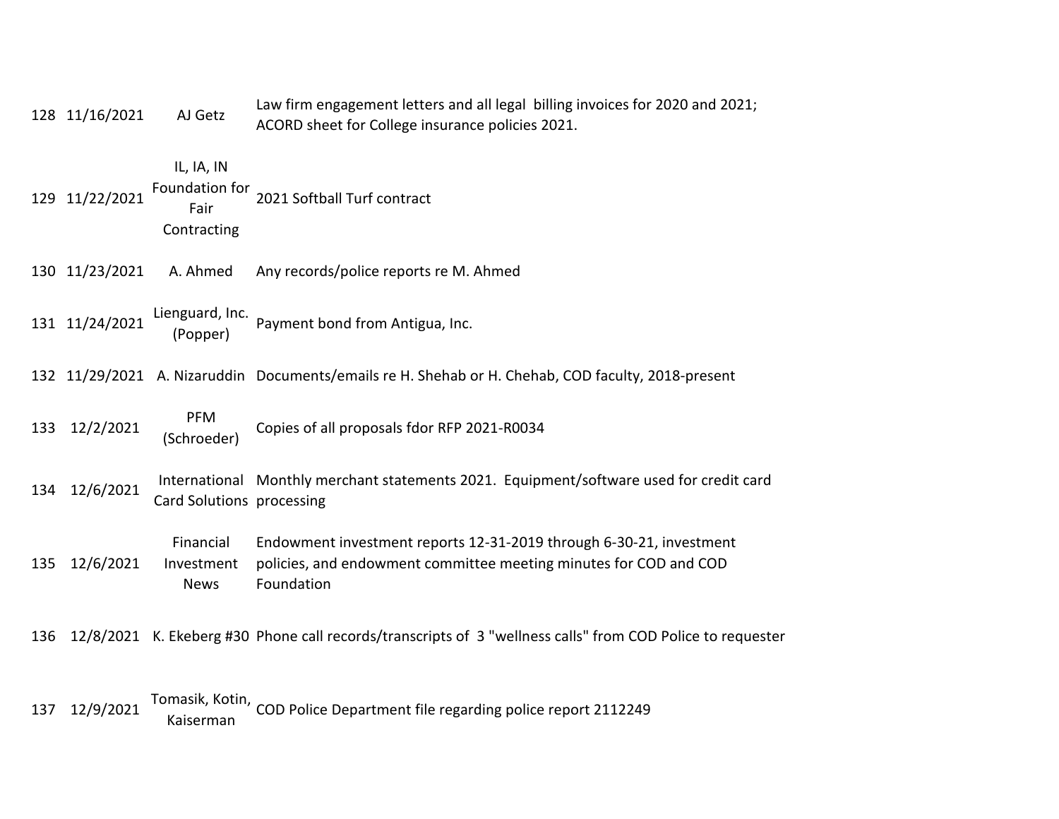| | | | |
|---|---|---|---|
| 128 | 11/16/2021 | AJ Getz | Law firm engagement letters and all legal billing invoices for 2020 and 2021; ACORD sheet for College insurance policies 2021. |
| 129 | 11/22/2021 | IL, IA, IN Foundation for Fair Contracting | 2021 Softball Turf contract |
| 130 | 11/23/2021 | A. Ahmed | Any records/police reports re M. Ahmed |
| 131 | 11/24/2021 | Lienguard, Inc. (Popper) | Payment bond from Antigua, Inc. |
| 132 | 11/29/2021 | A. Nizaruddin | Documents/emails re H. Shehab or H. Chehab, COD faculty, 2018-present |
| 133 | 12/2/2021 | PFM (Schroeder) | Copies of all proposals fdor RFP 2021-R0034 |
| 134 | 12/6/2021 | International Card Solutions | Monthly merchant statements 2021. Equipment/software used for credit card processing |
| 135 | 12/6/2021 | Financial Investment News | Endowment investment reports 12-31-2019 through 6-30-21, investment policies, and endowment committee meeting minutes for COD and COD Foundation |
| 136 | 12/8/2021 | K. Ekeberg #30 | Phone call records/transcripts of 3 "wellness calls" from COD Police to requester |
| 137 | 12/9/2021 | Tomasik, Kotin, Kaiserman | COD Police Department file regarding police report 2112249 |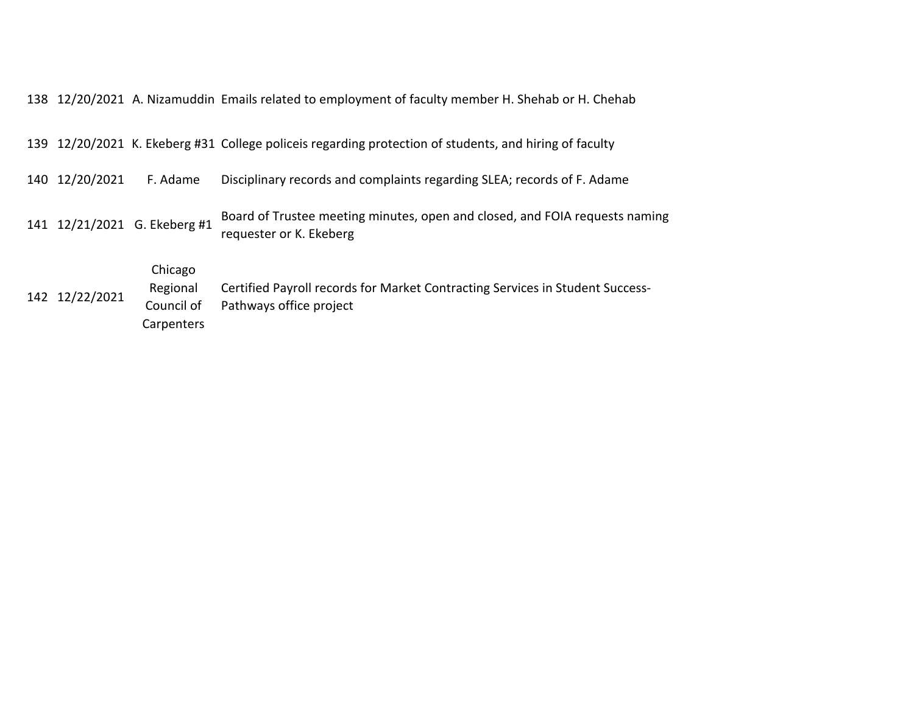| | | | |
|---|---|---|---|
| 138 | 12/20/2021 | A. Nizamuddin | Emails related to employment of faculty member H. Shehab or H. Chehab |
| 139 | 12/20/2021 | K. Ekeberg #31 | College policeis regarding protection of students, and hiring of faculty |
| 140 | 12/20/2021 | F. Adame | Disciplinary records and complaints regarding SLEA; records of F. Adame |
| 141 | 12/21/2021 | G. Ekeberg #1 | Board of Trustee meeting minutes, open and closed, and FOIA requests naming requester or K. Ekeberg |
| 142 | 12/22/2021 | Chicago Regional Council of Carpenters | Certified Payroll records for Market Contracting Services in Student Success-Pathways office project |